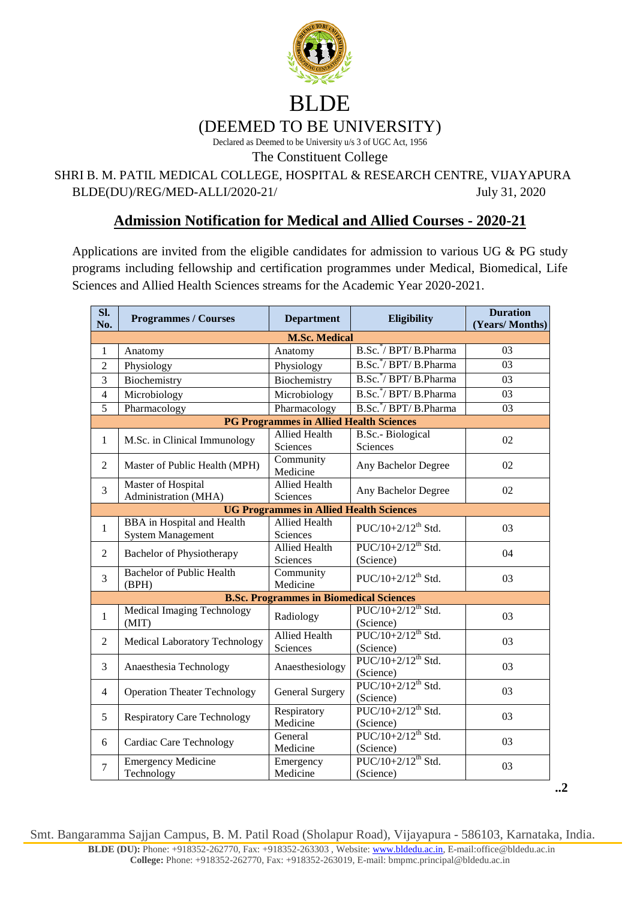# BLDE

## (DEEMED TO BE UNIVERSITY)

Declared as Deemed to be University u/s 3 of UGC Act, 1956

The Constituent College

SHRI B. M. PATIL MEDICAL COLLEGE, HOSPITAL & RESEARCH CENTRE, VIJAYAPURA

BLDE(DU)/REG/MED-ALLI/2020-21/ July 31, 2020

## Admission Notification for Medical and Allied Courses - 2020-21

Applications are invited from the eligible candidates for admission to various UG & PG study programs including fellowship and certification programmes under Medical, Biomedical, Life Sciences and Allied Health Sciences streams for the Academic Year 2020-2021.

| Sl. No. | Programmes / Courses | Department | Eligibility | Duration (Years/ Months) |
|---|---|---|---|---|
| **M.Sc. Medical** | | | | |
| 1 | Anatomy | Anatomy | B.Sc.*/ BPT/ B.Pharma | 03 |
| 2 | Physiology | Physiology | B.Sc.*/ BPT/ B.Pharma | 03 |
| 3 | Biochemistry | Biochemistry | B.Sc.*/ BPT/ B.Pharma | 03 |
| 4 | Microbiology | Microbiology | B.Sc.*/ BPT/ B.Pharma | 03 |
| 5 | Pharmacology | Pharmacology | B.Sc.*/ BPT/ B.Pharma | 03 |
| **PG Programmes in Allied Health Sciences** | | | | |
| 1 | M.Sc. in Clinical Immunology | Allied Health Sciences | B.Sc.- Biological Sciences | 02 |
| 2 | Master of Public Health (MPH) | Community Medicine | Any Bachelor Degree | 02 |
| 3 | Master of Hospital Administration (MHA) | Allied Health Sciences | Any Bachelor Degree | 02 |
| **UG Programmes in Allied Health Sciences** | | | | |
| 1 | BBA in Hospital and Health System Management | Allied Health Sciences | PUC/10+2/12th Std. | 03 |
| 2 | Bachelor of Physiotherapy | Allied Health Sciences | PUC/10+2/12th Std. (Science) | 04 |
| 3 | Bachelor of Public Health (BPH) | Community Medicine | PUC/10+2/12th Std. | 03 |
| **B.Sc. Programmes in Biomedical Sciences** | | | | |
| 1 | Medical Imaging Technology (MIT) | Radiology | PUC/10+2/12th Std. (Science) | 03 |
| 2 | Medical Laboratory Technology | Allied Health Sciences | PUC/10+2/12th Std. (Science) | 03 |
| 3 | Anaesthesia Technology | Anaesthesiology | PUC/10+2/12th Std. (Science) | 03 |
| 4 | Operation Theater Technology | General Surgery | PUC/10+2/12th Std. (Science) | 03 |
| 5 | Respiratory Care Technology | Respiratory Medicine | PUC/10+2/12th Std. (Science) | 03 |
| 6 | Cardiac Care Technology | General Medicine | PUC/10+2/12th Std. (Science) | 03 |
| 7 | Emergency Medicine Technology | Emergency Medicine | PUC/10+2/12th Std. (Science) | 03 |

..2

Smt. Bangaramma Sajjan Campus, B. M. Patil Road (Sholapur Road), Vijayapura - 586103, Karnataka, India.

**BLDE (DU):** Phone: +918352-262770, Fax: +918352-263303 , Website: www.bldedu.ac.in, E-mail:office@bldedu.ac.in
**College:** Phone: +918352-262770, Fax: +918352-263019, E-mail: bmpmc.principal@bldedu.ac.in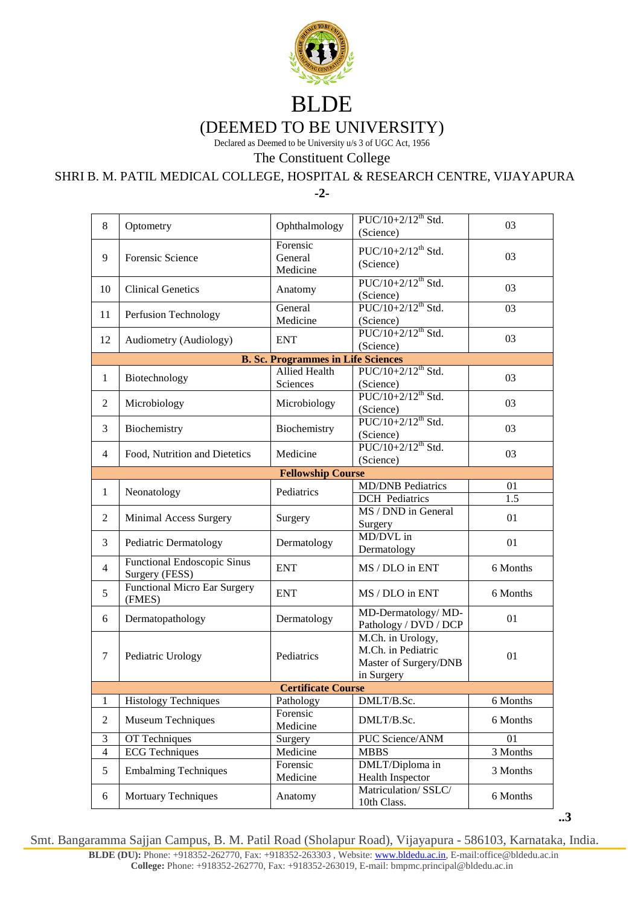# BLDE

## (DEEMED TO BE UNIVERSITY)

Declared as Deemed to be University u/s 3 of UGC Act, 1956

The Constituent College

SHRI B. M. PATIL MEDICAL COLLEGE, HOSPITAL & RESEARCH CENTRE, VIJAYAPURA

-2-

| | | | | |
|---|---|---|---|---|
| 8 | Optometry | Ophthalmology | PUC/10+2/12th Std. (Science) | 03 |
| 9 | Forensic Science | Forensic General Medicine | PUC/10+2/12th Std. (Science) | 03 |
| 10 | Clinical Genetics | Anatomy | PUC/10+2/12th Std. (Science) | 03 |
| 11 | Perfusion Technology | General Medicine | PUC/10+2/12th Std. (Science) | 03 |
| 12 | Audiometry (Audiology) | ENT | PUC/10+2/12th Std. (Science) | 03 |
| **B. Sc. Programmes in Life Sciences** | | | | |
| 1 | Biotechnology | Allied Health Sciences | PUC/10+2/12th Std. (Science) | 03 |
| 2 | Microbiology | Microbiology | PUC/10+2/12th Std. (Science) | 03 |
| 3 | Biochemistry | Biochemistry | PUC/10+2/12th Std. (Science) | 03 |
| 4 | Food, Nutrition and Dietetics | Medicine | PUC/10+2/12th Std. (Science) | 03 |
| **Fellowship Course** | | | | |
| 1 | Neonatology | Pediatrics | MD/DNB Pediatrics | 01 |
| | | | DCH Pediatrics | 1.5 |
| 2 | Minimal Access Surgery | Surgery | MS / DND in General Surgery | 01 |
| 3 | Pediatric Dermatology | Dermatology | MD/DVL in Dermatology | 01 |
| 4 | Functional Endoscopic Sinus Surgery (FESS) | ENT | MS / DLO in ENT | 6 Months |
| 5 | Functional Micro Ear Surgery (FMES) | ENT | MS / DLO in ENT | 6 Months |
| 6 | Dermatopathology | Dermatology | MD-Dermatology/ MD-Pathology / DVD / DCP | 01 |
| 7 | Pediatric Urology | Pediatrics | M.Ch. in Urology, M.Ch. in Pediatric Master of Surgery/DNB in Surgery | 01 |
| **Certificate Course** | | | | |
| 1 | Histology Techniques | Pathology | DMLT/B.Sc. | 6 Months |
| 2 | Museum Techniques | Forensic Medicine | DMLT/B.Sc. | 6 Months |
| 3 | OT Techniques | Surgery | PUC Science/ANM | 01 |
| 4 | ECG Techniques | Medicine | MBBS | 3 Months |
| 5 | Embalming Techniques | Forensic Medicine | DMLT/Diploma in Health Inspector | 3 Months |
| 6 | Mortuary Techniques | Anatomy | Matriculation/ SSLC/ 10th Class. | 6 Months |

..3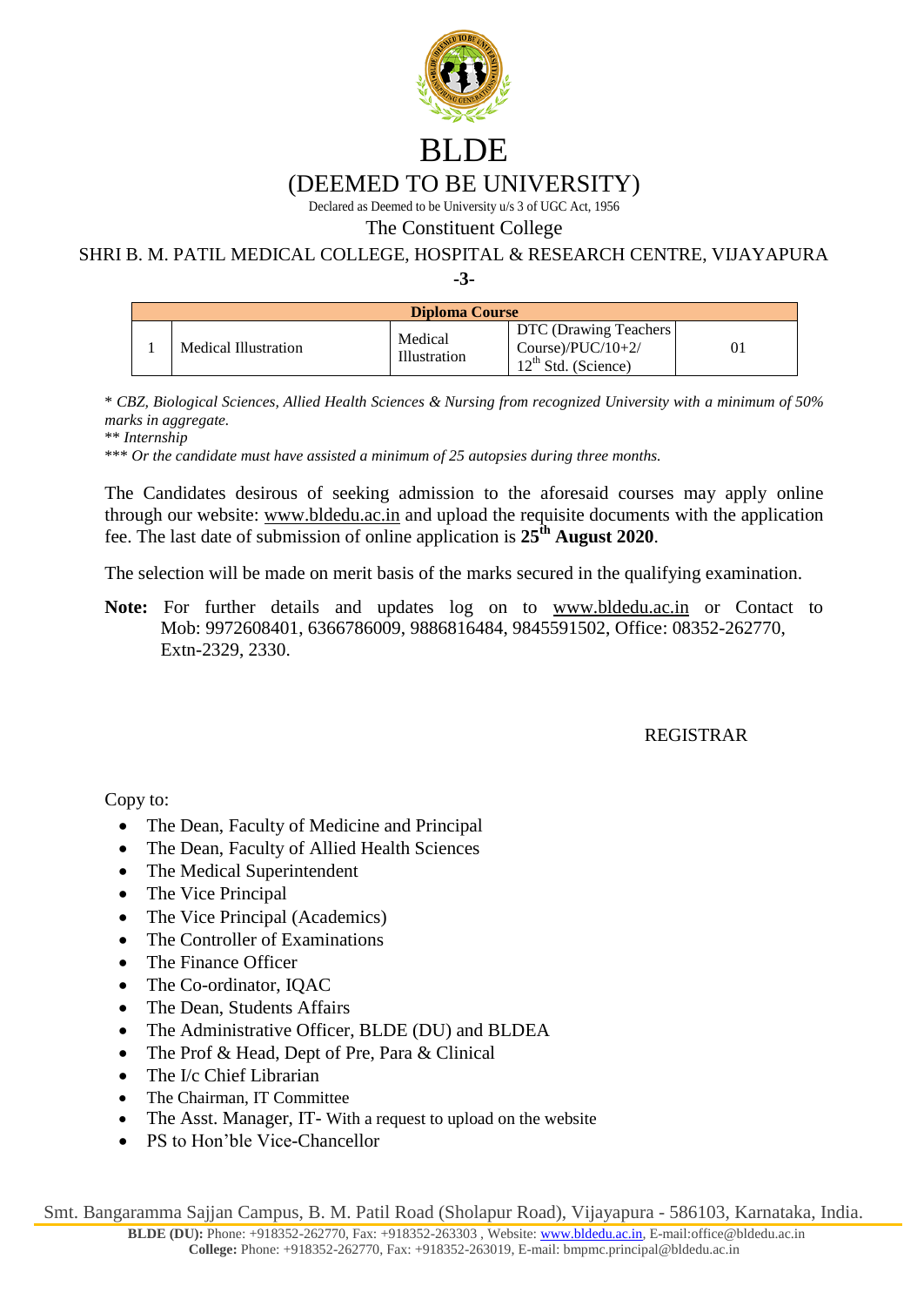# BLDE

## (DEEMED TO BE UNIVERSITY)

Declared as Deemed to be University u/s 3 of UGC Act, 1956

The Constituent College

SHRI B. M. PATIL MEDICAL COLLEGE, HOSPITAL & RESEARCH CENTRE, VIJAYAPURA

| Diploma Course | | | | |
|---|---|---|---|---|
| 1 | Medical Illustration | Medical Illustration | DTC (Drawing Teachers Course)/PUC/10+2/ 12th Std. (Science) | 01 |

\* *CBZ, Biological Sciences, Allied Health Sciences & Nursing from recognized University with a minimum of 50% marks in aggregate.*

\*\* *Internship*

\*\*\* *Or the candidate must have assisted a minimum of 25 autopsies during three months.*

The Candidates desirous of seeking admission to the aforesaid courses may apply online through our website: www.bldedu.ac.in and upload the requisite documents with the application fee. The last date of submission of online application is **25th August 2020**.

The selection will be made on merit basis of the marks secured in the qualifying examination.

**Note:** For further details and updates log on to www.bldedu.ac.in or Contact to Mob: 9972608401, 6366786009, 9886816484, 9845591502, Office: 08352-262770, Extn-2329, 2330.

REGISTRAR

Copy to:

- The Dean, Faculty of Medicine and Principal
- The Dean, Faculty of Allied Health Sciences
- The Medical Superintendent
- The Vice Principal
- The Vice Principal (Academics)
- The Controller of Examinations
- The Finance Officer
- The Co-ordinator, IQAC
- The Dean, Students Affairs
- The Administrative Officer, BLDE (DU) and BLDEA
- The Prof & Head, Dept of Pre, Para & Clinical
- The I/c Chief Librarian
- The Chairman, IT Committee
- The Asst. Manager, IT- With a request to upload on the website
- PS to Hon'ble Vice-Chancellor

Smt. Bangaramma Sajjan Campus, B. M. Patil Road (Sholapur Road), Vijayapura - 586103, Karnataka, India.

**BLDE (DU):** Phone: +918352-262770, Fax: +918352-263303 , Website: www.bldedu.ac.in, E-mail:office@bldedu.ac.in
**College:** Phone: +918352-262770, Fax: +918352-263019, E-mail: bmpmc.principal@bldedu.ac.in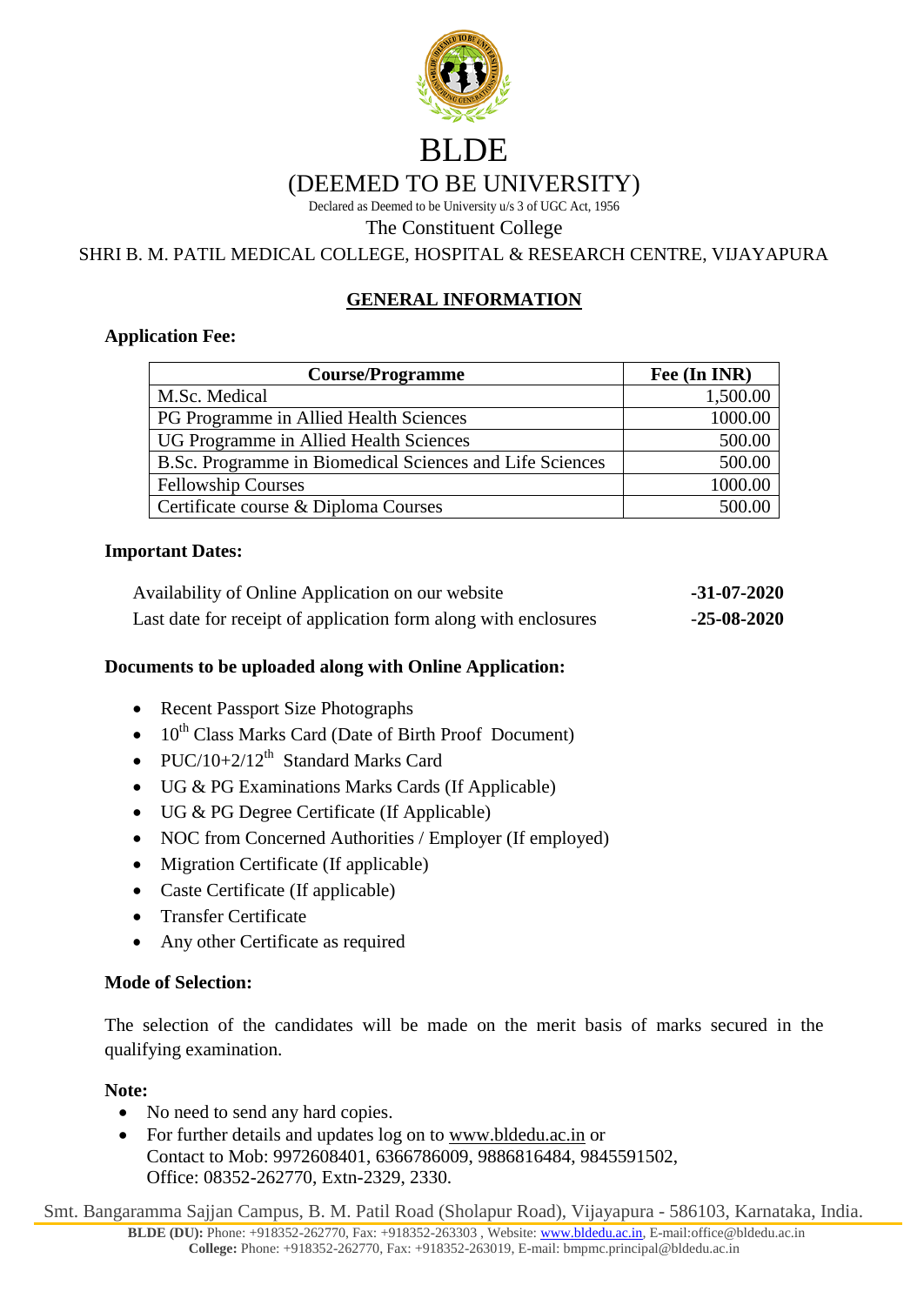# BLDE

## (DEEMED TO BE UNIVERSITY)

Declared as Deemed to be University u/s 3 of UGC Act, 1956

The Constituent College

SHRI B. M. PATIL MEDICAL COLLEGE, HOSPITAL & RESEARCH CENTRE, VIJAYAPURA

## GENERAL INFORMATION

**Application Fee:**

| Course/Programme | Fee (In INR) |
|---|---|
| M.Sc. Medical | 1,500.00 |
| PG Programme in Allied Health Sciences | 1000.00 |
| UG Programme in Allied Health Sciences | 500.00 |
| B.Sc. Programme in Biomedical Sciences and Life Sciences | 500.00 |
| Fellowship Courses | 1000.00 |
| Certificate course & Diploma Courses | 500.00 |

**Important Dates:**

Availability of Online Application on our website **-31-07-2020**

Last date for receipt of application form along with enclosures **-25-08-2020**

**Documents to be uploaded along with Online Application:**

- Recent Passport Size Photographs
- 10th Class Marks Card (Date of Birth Proof Document)
- PUC/10+2/12th Standard Marks Card
- UG & PG Examinations Marks Cards (If Applicable)
- UG & PG Degree Certificate (If Applicable)
- NOC from Concerned Authorities / Employer (If employed)
- Migration Certificate (If applicable)
- Caste Certificate (If applicable)
- Transfer Certificate
- Any other Certificate as required

**Mode of Selection:**

The selection of the candidates will be made on the merit basis of marks secured in the qualifying examination.

**Note:**

- No need to send any hard copies.
- For further details and updates log on to www.bldedu.ac.in or Contact to Mob: 9972608401, 6366786009, 9886816484, 9845591502, Office: 08352-262770, Extn-2329, 2330.

Smt. Bangaramma Sajjan Campus, B. M. Patil Road (Sholapur Road), Vijayapura - 586103, Karnataka, India.

**BLDE (DU):** Phone: +918352-262770, Fax: +918352-263303 , Website: www.bldedu.ac.in, E-mail:office@bldedu.ac.in
**College:** Phone: +918352-262770, Fax: +918352-263019, E-mail: bmpmc.principal@bldedu.ac.in